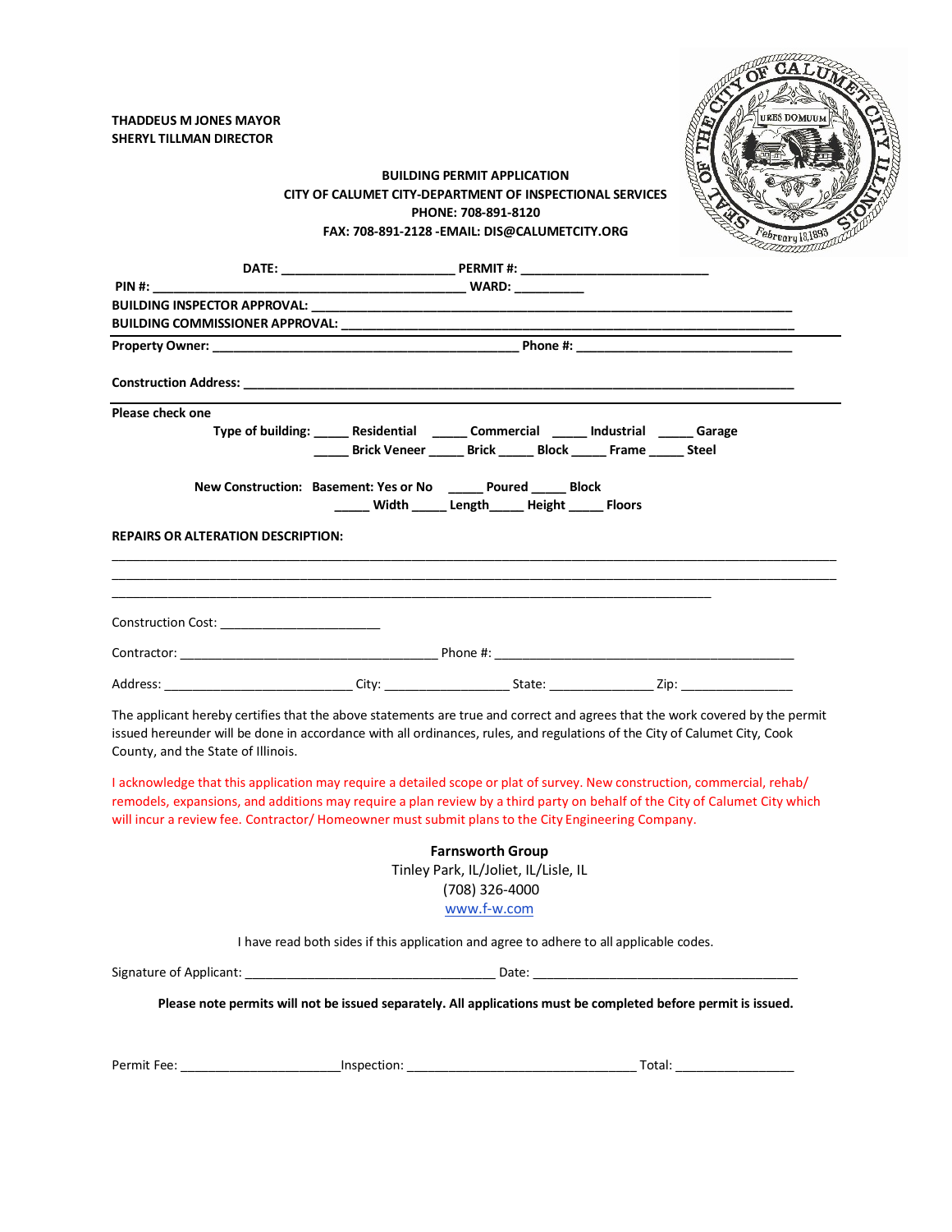**THADDEUS M JONES MAYOR**
**SHERYL TILLMAN DIRECTOR**

**BUILDING PERMIT APPLICATION**
**CITY OF CALUMET CITY-DEPARTMENT OF INSPECTIONAL SERVICES**
**PHONE: 708-891-8120**
**FAX: 708-891-2128 -EMAIL: DIS@CALUMETCITY.ORG**

**DATE:** ________________________ **PERMIT #:** __________________________

**PIN #:** ____________________________________________ **WARD:** __________

**BUILDING INSPECTOR APPROVAL:** ____________________________________________

**BUILDING COMMISSIONER APPROVAL:** ____________________________________________

**Property Owner:** ____________________________________________ **Phone #:** ______________________________

**Construction Address:** ______________________________________________________________________________

**Please check one**

**Type of building:** _____ **Residential** _____ **Commercial** _____ **Industrial** _____ **Garage**

_____ **Brick Veneer** _____ **Brick** _____ **Block** _____ **Frame** _____ **Steel**

**New Construction: Basement: Yes or No** _____ **Poured** _____ **Block**

_____ **Width** _____ **Length**_____ **Height** _____ **Floors**

**REPAIRS OR ALTERATION DESCRIPTION:**

______________________________________________________________________________________________

______________________________________________________________________________________________

______________________________________________________________________________________________

Construction Cost: ______________________

Contractor: ____________________________________ Phone #: ____________________________________________

Address: __________________________ City: _________________ State: _______________ Zip: ________________

The applicant hereby certifies that the above statements are true and correct and agrees that the work covered by the permit issued hereunder will be done in accordance with all ordinances, rules, and regulations of the City of Calumet City, Cook County, and the State of Illinois.

I acknowledge that this application may require a detailed scope or plat of survey. New construction, commercial, rehab/ remodels, expansions, and additions may require a plan review by a third party on behalf of the City of Calumet City which will incur a review fee. Contractor/ Homeowner must submit plans to the City Engineering Company.

**Farnsworth Group**
Tinley Park, IL/Joliet, IL/Lisle, IL
(708) 326-4000
www.f-w.com

I have read both sides if this application and agree to adhere to all applicable codes.

Signature of Applicant: ___________________________________ Date: ______________________________________

**Please note permits will not be issued separately. All applications must be completed before permit is issued.**

Permit Fee: ______________________Inspection: ________________________________ Total: ________________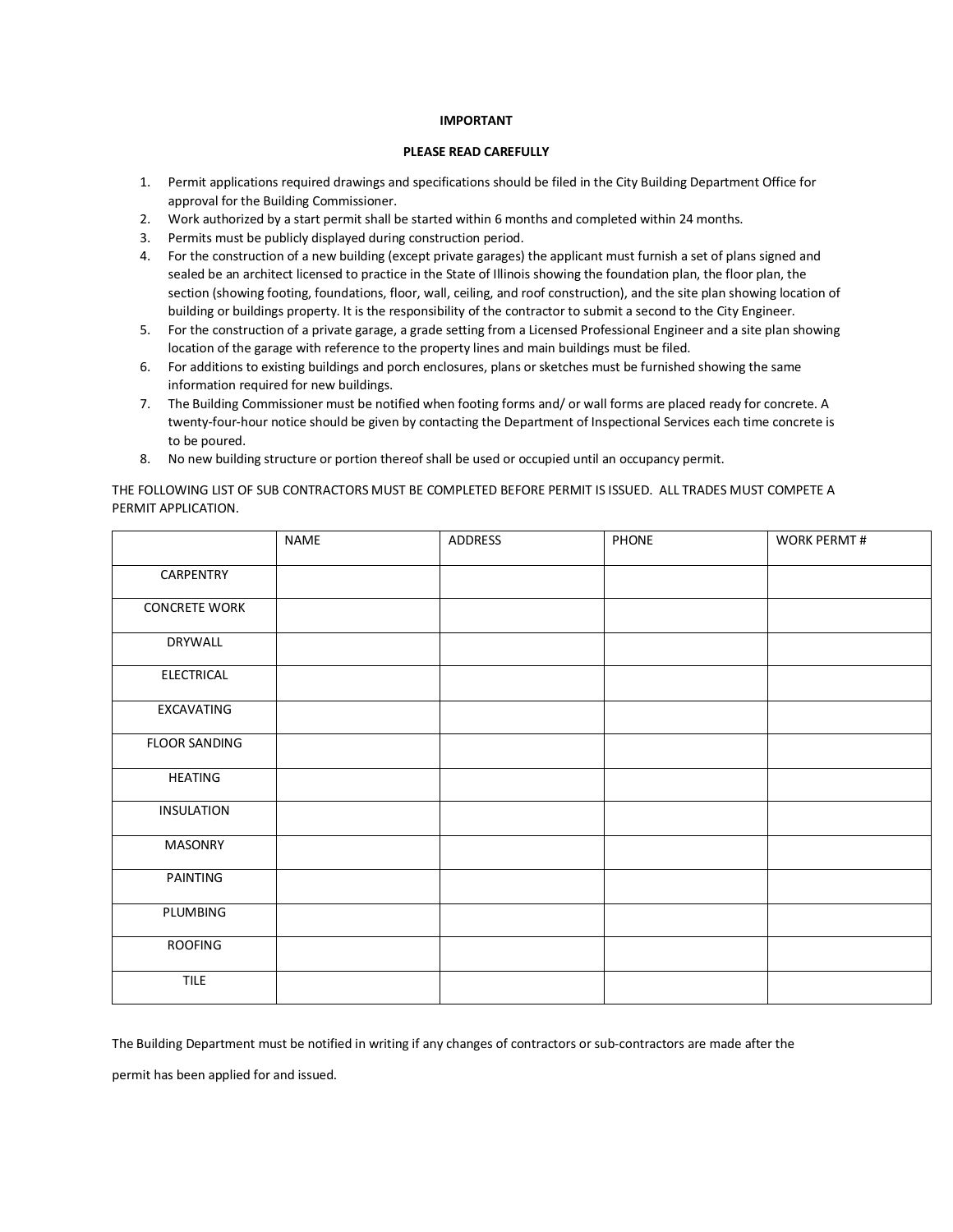**IMPORTANT**

**PLEASE READ CAREFULLY**

1. Permit applications required drawings and specifications should be filed in the City Building Department Office for approval for the Building Commissioner.
2. Work authorized by a start permit shall be started within 6 months and completed within 24 months.
3. Permits must be publicly displayed during construction period.
4. For the construction of a new building (except private garages) the applicant must furnish a set of plans signed and sealed be an architect licensed to practice in the State of Illinois showing the foundation plan, the floor plan, the section (showing footing, foundations, floor, wall, ceiling, and roof construction), and the site plan showing location of building or buildings property. It is the responsibility of the contractor to submit a second to the City Engineer.
5. For the construction of a private garage, a grade setting from a Licensed Professional Engineer and a site plan showing location of the garage with reference to the property lines and main buildings must be filed.
6. For additions to existing buildings and porch enclosures, plans or sketches must be furnished showing the same information required for new buildings.
7. The Building Commissioner must be notified when footing forms and/ or wall forms are placed ready for concrete. A twenty-four-hour notice should be given by contacting the Department of Inspectional Services each time concrete is to be poured.
8. No new building structure or portion thereof shall be used or occupied until an occupancy permit.

THE FOLLOWING LIST OF SUB CONTRACTORS MUST BE COMPLETED BEFORE PERMIT IS ISSUED. ALL TRADES MUST COMPETE A PERMIT APPLICATION.

| | NAME | ADDRESS | PHONE | WORK PERMT # |
|---|---|---|---|---|
| CARPENTRY | | | | |
| CONCRETE WORK | | | | |
| DRYWALL | | | | |
| ELECTRICAL | | | | |
| EXCAVATING | | | | |
| FLOOR SANDING | | | | |
| HEATING | | | | |
| INSULATION | | | | |
| MASONRY | | | | |
| PAINTING | | | | |
| PLUMBING | | | | |
| ROOFING | | | | |
| TILE | | | | |

The Building Department must be notified in writing if any changes of contractors or sub-contractors are made after the permit has been applied for and issued.